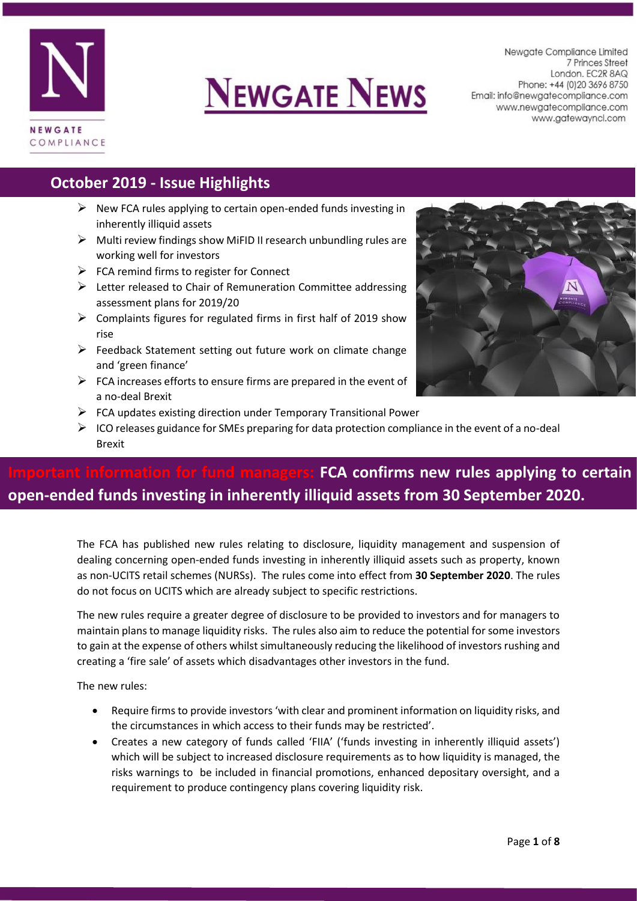# NEWGATE NEWS

Newgate Compliance Limited
7 Princes Street
London. EC2R 8AQ
Phone: +44 (0)20 3696 8750
Email: info@newgatecompliance.com
www.newgatecompliance.com
www.gatewayncl.com

## October 2019 - Issue Highlights

- New FCA rules applying to certain open-ended funds investing in inherently illiquid assets
- Multi review findings show MiFID II research unbundling rules are working well for investors
- FCA remind firms to register for Connect
- Letter released to Chair of Remuneration Committee addressing assessment plans for 2019/20
- Complaints figures for regulated firms in first half of 2019 show rise
- Feedback Statement setting out future work on climate change and 'green finance'
- FCA increases efforts to ensure firms are prepared in the event of a no-deal Brexit
- FCA updates existing direction under Temporary Transitional Power
- ICO releases guidance for SMEs preparing for data protection compliance in the event of a no-deal Brexit

## Important information for fund managers: FCA confirms new rules applying to certain open-ended funds investing in inherently illiquid assets from 30 September 2020.

The FCA has published new rules relating to disclosure, liquidity management and suspension of dealing concerning open-ended funds investing in inherently illiquid assets such as property, known as non-UCITS retail schemes (NURSs). The rules come into effect from **30 September 2020**. The rules do not focus on UCITS which are already subject to specific restrictions.

The new rules require a greater degree of disclosure to be provided to investors and for managers to maintain plans to manage liquidity risks. The rules also aim to reduce the potential for some investors to gain at the expense of others whilst simultaneously reducing the likelihood of investors rushing and creating a 'fire sale' of assets which disadvantages other investors in the fund.

The new rules:

- Require firms to provide investors 'with clear and prominent information on liquidity risks, and the circumstances in which access to their funds may be restricted'.
- Creates a new category of funds called 'FIIA' ('funds investing in inherently illiquid assets') which will be subject to increased disclosure requirements as to how liquidity is managed, the risks warnings to be included in financial promotions, enhanced depositary oversight, and a requirement to produce contingency plans covering liquidity risk.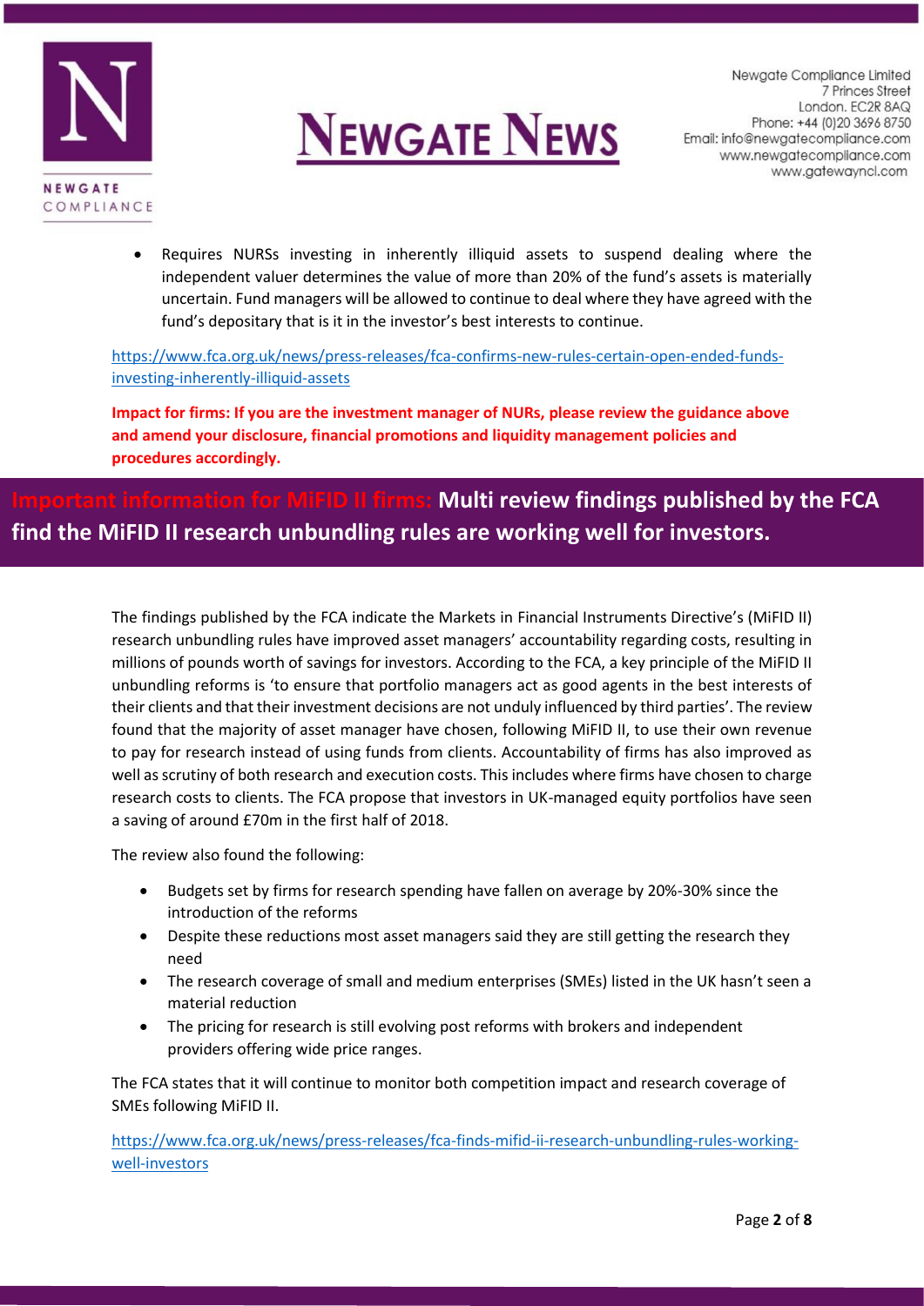- Requires NURSs investing in inherently illiquid assets to suspend dealing where the independent valuer determines the value of more than 20% of the fund's assets is materially uncertain. Fund managers will be allowed to continue to deal where they have agreed with the fund's depositary that is it in the investor's best interests to continue.

https://www.fca.org.uk/news/press-releases/fca-confirms-new-rules-certain-open-ended-funds-investing-inherently-illiquid-assets

**Impact for firms: If you are the investment manager of NURs, please review the guidance above and amend your disclosure, financial promotions and liquidity management policies and procedures accordingly.**

## Important information for MiFID II firms: Multi review findings published by the FCA find the MiFID II research unbundling rules are working well for investors.

The findings published by the FCA indicate the Markets in Financial Instruments Directive's (MiFID II) research unbundling rules have improved asset managers' accountability regarding costs, resulting in millions of pounds worth of savings for investors. According to the FCA, a key principle of the MiFID II unbundling reforms is 'to ensure that portfolio managers act as good agents in the best interests of their clients and that their investment decisions are not unduly influenced by third parties'. The review found that the majority of asset manager have chosen, following MiFID II, to use their own revenue to pay for research instead of using funds from clients. Accountability of firms has also improved as well as scrutiny of both research and execution costs. This includes where firms have chosen to charge research costs to clients. The FCA propose that investors in UK-managed equity portfolios have seen a saving of around £70m in the first half of 2018.

The review also found the following:

- Budgets set by firms for research spending have fallen on average by 20%-30% since the introduction of the reforms
- Despite these reductions most asset managers said they are still getting the research they need
- The research coverage of small and medium enterprises (SMEs) listed in the UK hasn't seen a material reduction
- The pricing for research is still evolving post reforms with brokers and independent providers offering wide price ranges.

The FCA states that it will continue to monitor both competition impact and research coverage of SMEs following MiFID II.

https://www.fca.org.uk/news/press-releases/fca-finds-mifid-ii-research-unbundling-rules-working-well-investors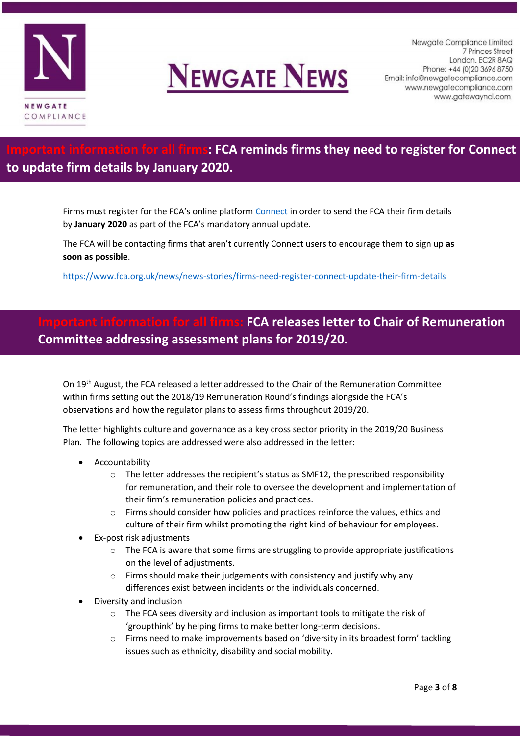## Important information for all firms: FCA reminds firms they need to register for Connect to update firm details by January 2020.

Firms must register for the FCA's online platform Connect in order to send the FCA their firm details by **January 2020** as part of the FCA's mandatory annual update.

The FCA will be contacting firms that aren't currently Connect users to encourage them to sign up **as soon as possible**.

https://www.fca.org.uk/news/news-stories/firms-need-register-connect-update-their-firm-details

## Important information for all firms: FCA releases letter to Chair of Remuneration Committee addressing assessment plans for 2019/20.

On 19th August, the FCA released a letter addressed to the Chair of the Remuneration Committee within firms setting out the 2018/19 Remuneration Round's findings alongside the FCA's observations and how the regulator plans to assess firms throughout 2019/20.

The letter highlights culture and governance as a key cross sector priority in the 2019/20 Business Plan. The following topics are addressed were also addressed in the letter:

- Accountability
  - The letter addresses the recipient's status as SMF12, the prescribed responsibility for remuneration, and their role to oversee the development and implementation of their firm's remuneration policies and practices.
  - Firms should consider how policies and practices reinforce the values, ethics and culture of their firm whilst promoting the right kind of behaviour for employees.
- Ex-post risk adjustments
  - The FCA is aware that some firms are struggling to provide appropriate justifications on the level of adjustments.
  - Firms should make their judgements with consistency and justify why any differences exist between incidents or the individuals concerned.
- Diversity and inclusion
  - The FCA sees diversity and inclusion as important tools to mitigate the risk of 'groupthink' by helping firms to make better long-term decisions.
  - Firms need to make improvements based on 'diversity in its broadest form' tackling issues such as ethnicity, disability and social mobility.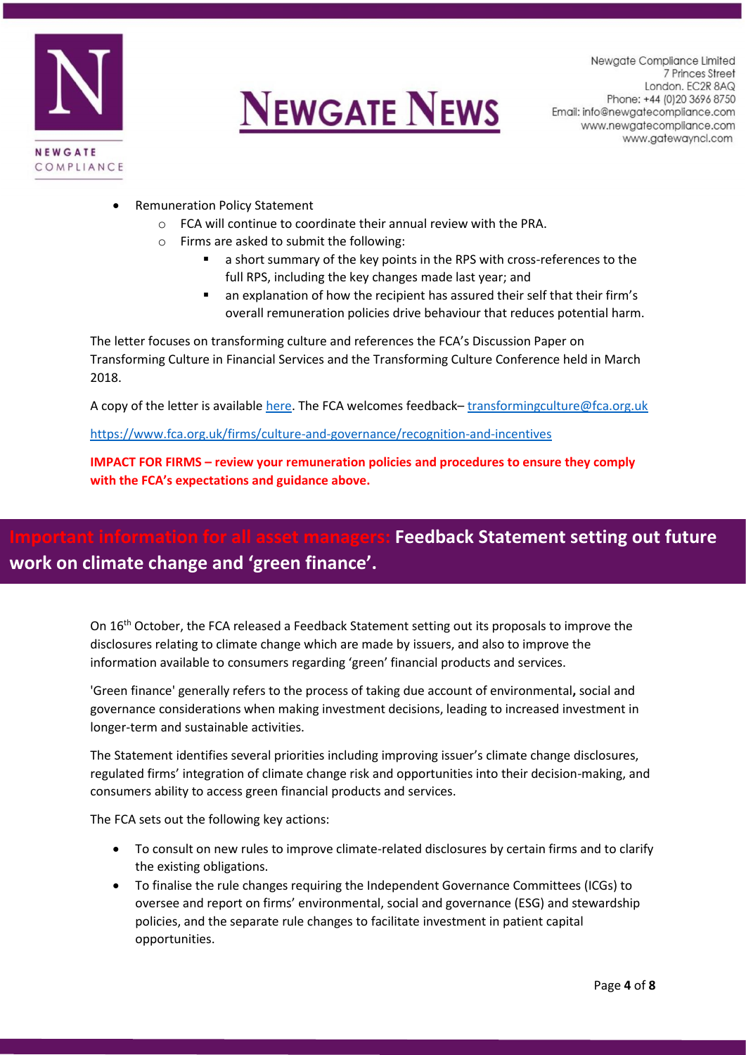- Remuneration Policy Statement
  - FCA will continue to coordinate their annual review with the PRA.
  - Firms are asked to submit the following:
    - a short summary of the key points in the RPS with cross-references to the full RPS, including the key changes made last year; and
    - an explanation of how the recipient has assured their self that their firm's overall remuneration policies drive behaviour that reduces potential harm.

The letter focuses on transforming culture and references the FCA's Discussion Paper on Transforming Culture in Financial Services and the Transforming Culture Conference held in March 2018.

A copy of the letter is available here. The FCA welcomes feedback– transformingculture@fca.org.uk

https://www.fca.org.uk/firms/culture-and-governance/recognition-and-incentives

**IMPACT FOR FIRMS – review your remuneration policies and procedures to ensure they comply with the FCA's expectations and guidance above.**

## Important information for all asset managers: Feedback Statement setting out future work on climate change and 'green finance'.

On 16th October, the FCA released a Feedback Statement setting out its proposals to improve the disclosures relating to climate change which are made by issuers, and also to improve the information available to consumers regarding 'green' financial products and services.

'Green finance' generally refers to the process of taking due account of environmental**,** social and governance considerations when making investment decisions, leading to increased investment in longer-term and sustainable activities.

The Statement identifies several priorities including improving issuer's climate change disclosures, regulated firms' integration of climate change risk and opportunities into their decision-making, and consumers ability to access green financial products and services.

The FCA sets out the following key actions:

- To consult on new rules to improve climate-related disclosures by certain firms and to clarify the existing obligations.
- To finalise the rule changes requiring the Independent Governance Committees (ICGs) to oversee and report on firms' environmental, social and governance (ESG) and stewardship policies, and the separate rule changes to facilitate investment in patient capital opportunities.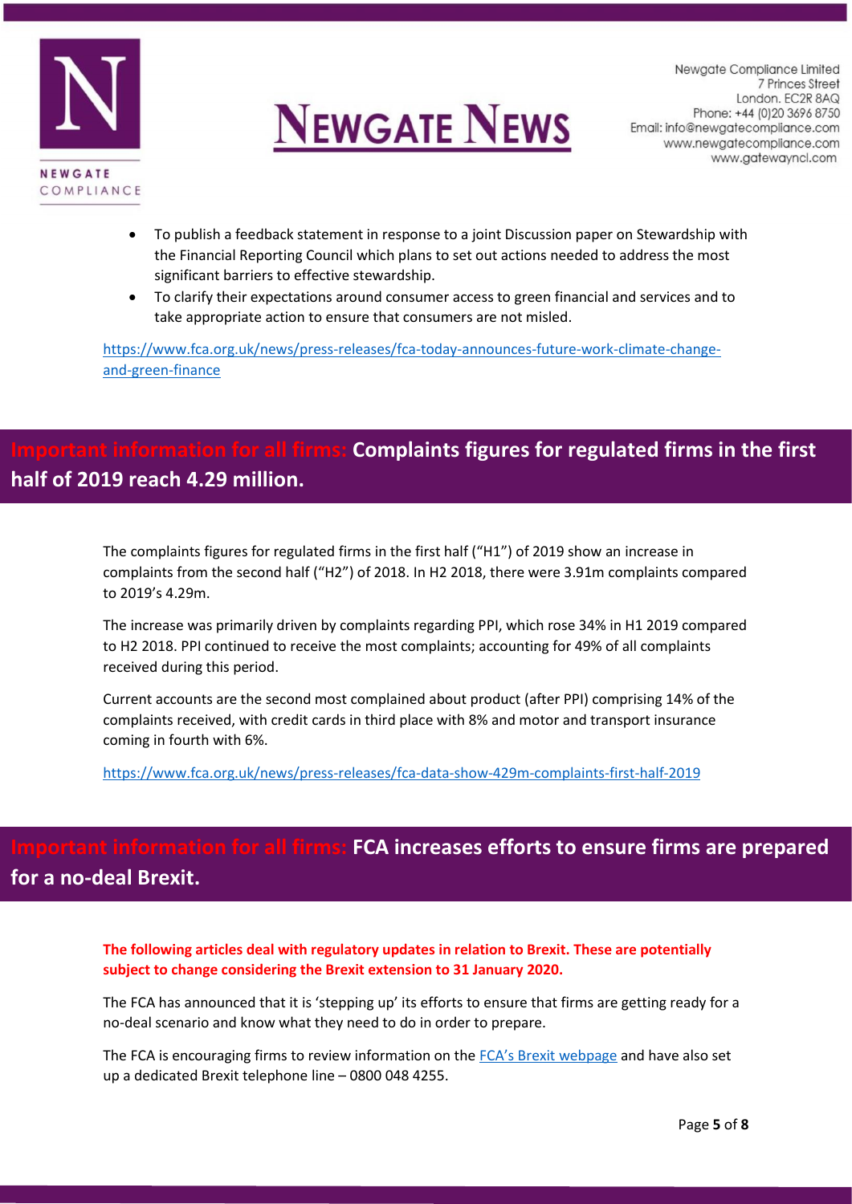- To publish a feedback statement in response to a joint Discussion paper on Stewardship with the Financial Reporting Council which plans to set out actions needed to address the most significant barriers to effective stewardship.
- To clarify their expectations around consumer access to green financial and services and to take appropriate action to ensure that consumers are not misled.

https://www.fca.org.uk/news/press-releases/fca-today-announces-future-work-climate-change-and-green-finance

## Important information for all firms: Complaints figures for regulated firms in the first half of 2019 reach 4.29 million.

The complaints figures for regulated firms in the first half ("H1") of 2019 show an increase in complaints from the second half ("H2") of 2018. In H2 2018, there were 3.91m complaints compared to 2019's 4.29m.

The increase was primarily driven by complaints regarding PPI, which rose 34% in H1 2019 compared to H2 2018. PPI continued to receive the most complaints; accounting for 49% of all complaints received during this period.

Current accounts are the second most complained about product (after PPI) comprising 14% of the complaints received, with credit cards in third place with 8% and motor and transport insurance coming in fourth with 6%.

https://www.fca.org.uk/news/press-releases/fca-data-show-429m-complaints-first-half-2019

## Important information for all firms: FCA increases efforts to ensure firms are prepared for a no-deal Brexit.

**The following articles deal with regulatory updates in relation to Brexit. These are potentially subject to change considering the Brexit extension to 31 January 2020.**

The FCA has announced that it is 'stepping up' its efforts to ensure that firms are getting ready for a no-deal scenario and know what they need to do in order to prepare.

The FCA is encouraging firms to review information on the FCA's Brexit webpage and have also set up a dedicated Brexit telephone line – 0800 048 4255.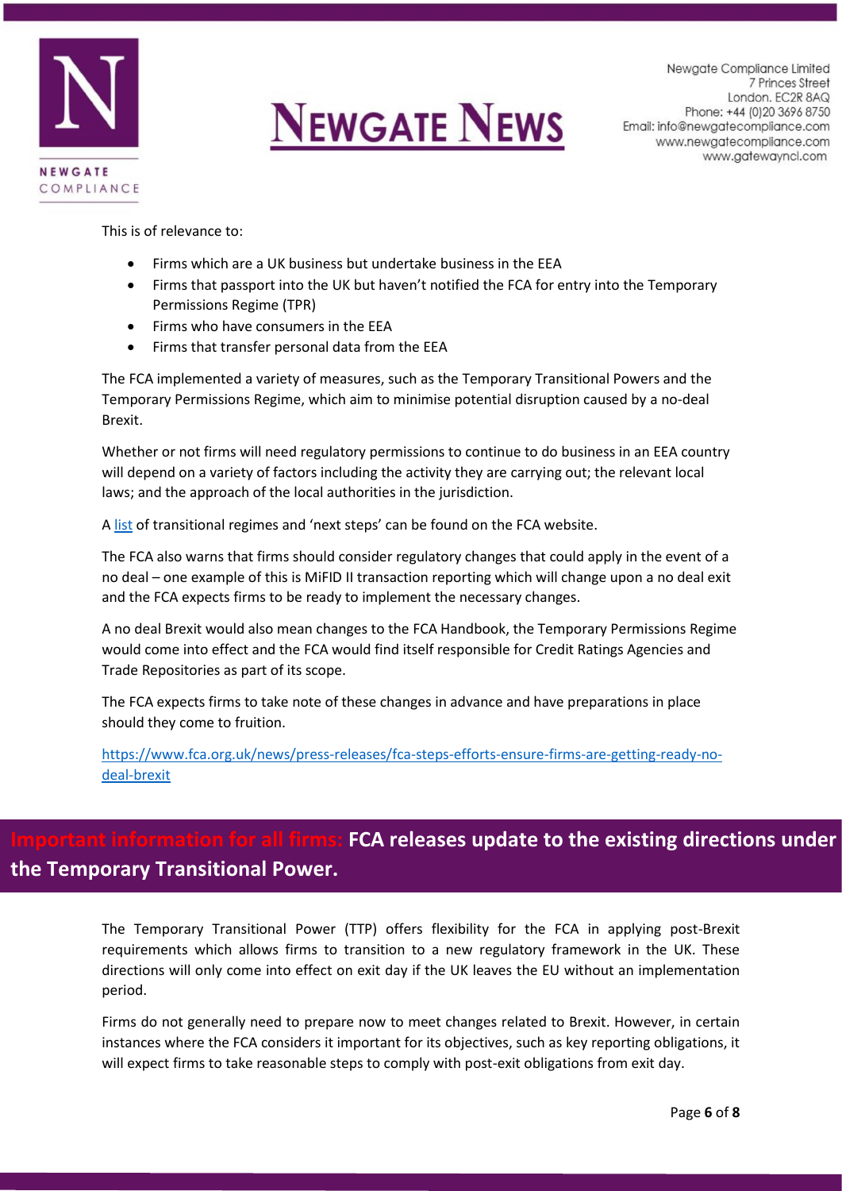This is of relevance to:

- Firms which are a UK business but undertake business in the EEA
- Firms that passport into the UK but haven't notified the FCA for entry into the Temporary Permissions Regime (TPR)
- Firms who have consumers in the EEA
- Firms that transfer personal data from the EEA

The FCA implemented a variety of measures, such as the Temporary Transitional Powers and the Temporary Permissions Regime, which aim to minimise potential disruption caused by a no-deal Brexit.

Whether or not firms will need regulatory permissions to continue to do business in an EEA country will depend on a variety of factors including the activity they are carrying out; the relevant local laws; and the approach of the local authorities in the jurisdiction.

A list of transitional regimes and 'next steps' can be found on the FCA website.

The FCA also warns that firms should consider regulatory changes that could apply in the event of a no deal – one example of this is MiFID II transaction reporting which will change upon a no deal exit and the FCA expects firms to be ready to implement the necessary changes.

A no deal Brexit would also mean changes to the FCA Handbook, the Temporary Permissions Regime would come into effect and the FCA would find itself responsible for Credit Ratings Agencies and Trade Repositories as part of its scope.

The FCA expects firms to take note of these changes in advance and have preparations in place should they come to fruition.

https://www.fca.org.uk/news/press-releases/fca-steps-efforts-ensure-firms-are-getting-ready-no-deal-brexit

## Important information for all firms: FCA releases update to the existing directions under the Temporary Transitional Power.

The Temporary Transitional Power (TTP) offers flexibility for the FCA in applying post-Brexit requirements which allows firms to transition to a new regulatory framework in the UK. These directions will only come into effect on exit day if the UK leaves the EU without an implementation period.

Firms do not generally need to prepare now to meet changes related to Brexit. However, in certain instances where the FCA considers it important for its objectives, such as key reporting obligations, it will expect firms to take reasonable steps to comply with post-exit obligations from exit day.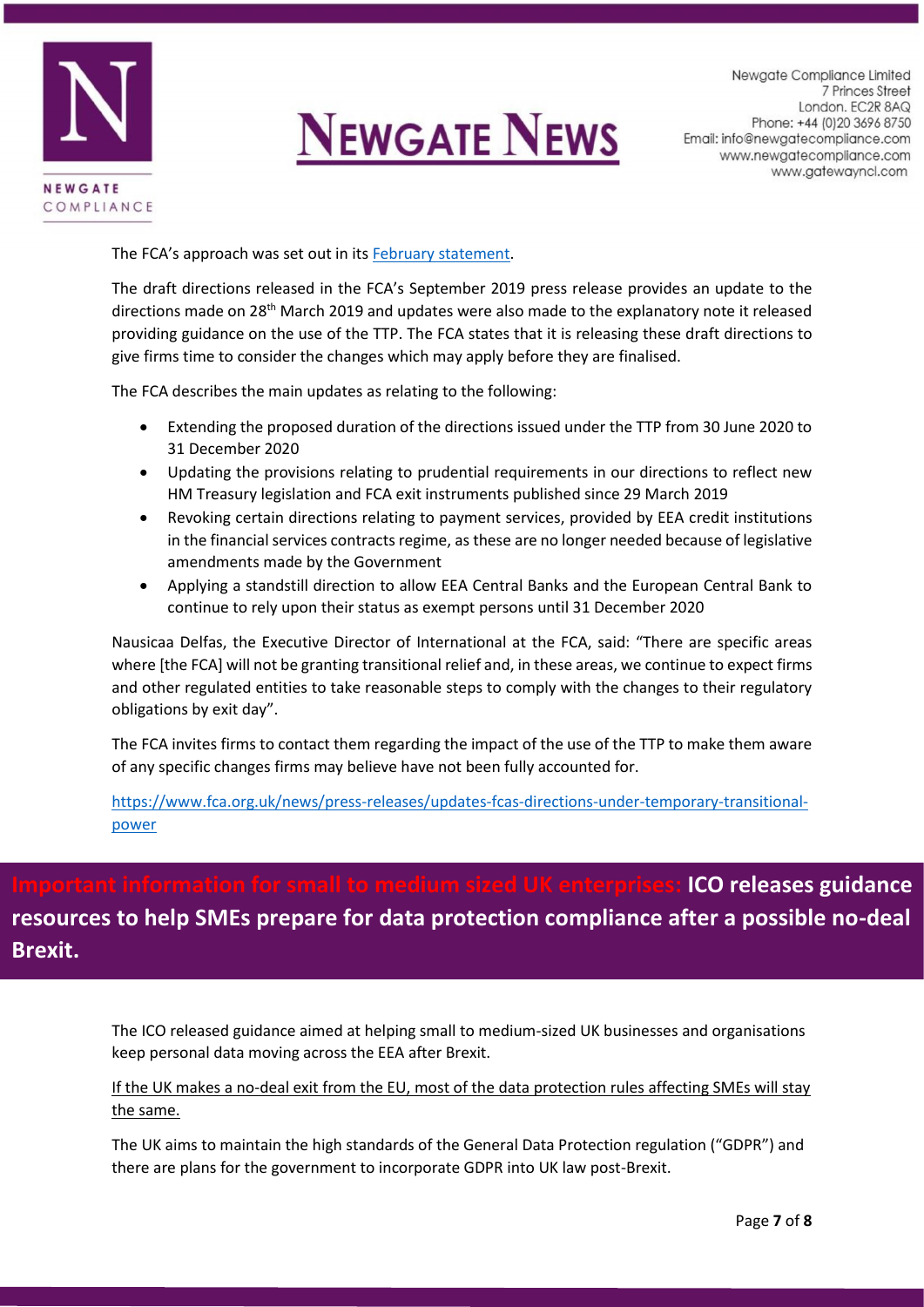The FCA's approach was set out in its [February statement](#).

The draft directions released in the FCA's September 2019 press release provides an update to the directions made on 28th March 2019 and updates were also made to the explanatory note it released providing guidance on the use of the TTP. The FCA states that it is releasing these draft directions to give firms time to consider the changes which may apply before they are finalised.

The FCA describes the main updates as relating to the following:

- Extending the proposed duration of the directions issued under the TTP from 30 June 2020 to 31 December 2020
- Updating the provisions relating to prudential requirements in our directions to reflect new HM Treasury legislation and FCA exit instruments published since 29 March 2019
- Revoking certain directions relating to payment services, provided by EEA credit institutions in the financial services contracts regime, as these are no longer needed because of legislative amendments made by the Government
- Applying a standstill direction to allow EEA Central Banks and the European Central Bank to continue to rely upon their status as exempt persons until 31 December 2020

Nausicaa Delfas, the Executive Director of International at the FCA, said: "There are specific areas where [the FCA] will not be granting transitional relief and, in these areas, we continue to expect firms and other regulated entities to take reasonable steps to comply with the changes to their regulatory obligations by exit day".

The FCA invites firms to contact them regarding the impact of the use of the TTP to make them aware of any specific changes firms may believe have not been fully accounted for.

https://www.fca.org.uk/news/press-releases/updates-fcas-directions-under-temporary-transitional-power

## Important information for small to medium sized UK enterprises: **ICO releases guidance resources to help SMEs prepare for data protection compliance after a possible no-deal Brexit.**

The ICO released guidance aimed at helping small to medium-sized UK businesses and organisations keep personal data moving across the EEA after Brexit.

If the UK makes a no-deal exit from the EU, most of the data protection rules affecting SMEs will stay the same.

The UK aims to maintain the high standards of the General Data Protection regulation ("GDPR") and there are plans for the government to incorporate GDPR into UK law post-Brexit.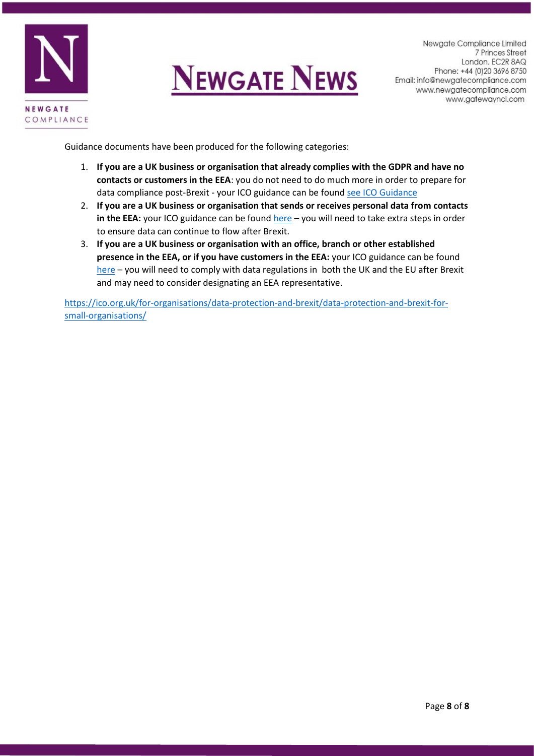Guidance documents have been produced for the following categories:

1. **If you are a UK business or organisation that already complies with the GDPR and have no contacts or customers in the EEA**: you do not need to do much more in order to prepare for data compliance post-Brexit - your ICO guidance can be found see ICO Guidance
2. **If you are a UK business or organisation that sends or receives personal data from contacts in the EEA:** your ICO guidance can be found here – you will need to take extra steps in order to ensure data can continue to flow after Brexit.
3. **If you are a UK business or organisation with an office, branch or other established presence in the EEA, or if you have customers in the EEA:** your ICO guidance can be found here – you will need to comply with data regulations in both the UK and the EU after Brexit and may need to consider designating an EEA representative.

https://ico.org.uk/for-organisations/data-protection-and-brexit/data-protection-and-brexit-for-small-organisations/